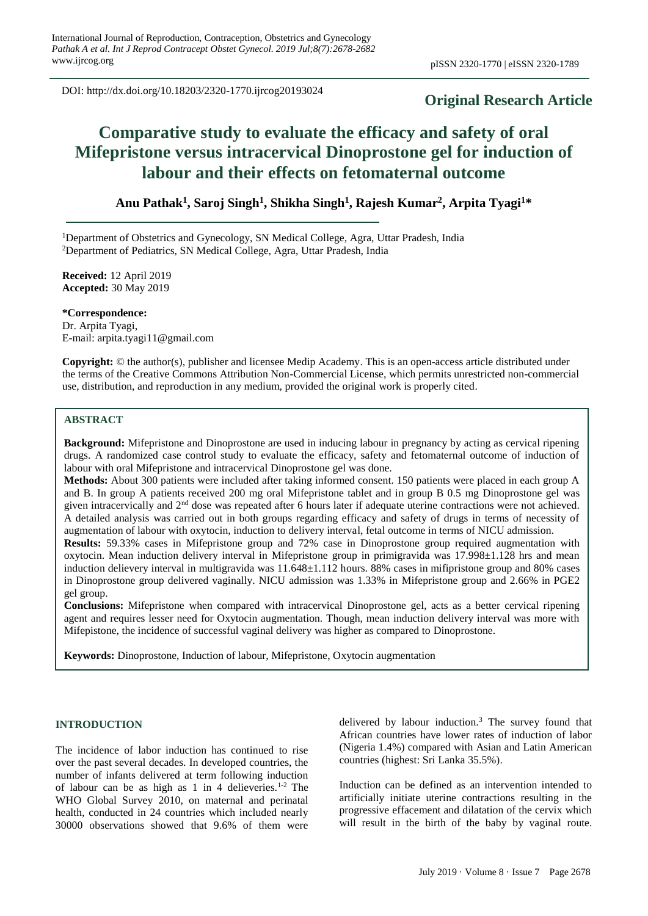DOI: http://dx.doi.org/10.18203/2320-1770.ijrcog20193024

**Original Research Article**

# Comparative study to evaluate the efficacy and safety of oral Mifepristone versus intracervical Dinoprostone gel for induction of labour and their effects on fetomaternal outcome

**Anu Pathak[1], Saroj Singh[1], Shikha Singh[1], Rajesh Kumar[2], Arpita Tyagi[1]***

[1]Department of Obstetrics and Gynecology, SN Medical College, Agra, Uttar Pradesh, India
[2]Department of Pediatrics, SN Medical College, Agra, Uttar Pradesh, India

**Received:** 12 April 2019
**Accepted:** 30 May 2019

**\*Correspondence:**
Dr. Arpita Tyagi,
E-mail: arpita.tyagi11@gmail.com

**Copyright:** © the author(s), publisher and licensee Medip Academy. This is an open-access article distributed under the terms of the Creative Commons Attribution Non-Commercial License, which permits unrestricted non-commercial use, distribution, and reproduction in any medium, provided the original work is properly cited.

## ABSTRACT

**Background:** Mifepristone and Dinoprostone are used in inducing labour in pregnancy by acting as cervical ripening drugs. A randomized case control study to evaluate the efficacy, safety and fetomaternal outcome of induction of labour with oral Mifepristone and intracervical Dinoprostone gel was done.

**Methods:** About 300 patients were included after taking informed consent. 150 patients were placed in each group A and B. In group A patients received 200 mg oral Mifepristone tablet and in group B 0.5 mg Dinoprostone gel was given intracervically and 2nd dose was repeated after 6 hours later if adequate uterine contractions were not achieved. A detailed analysis was carried out in both groups regarding efficacy and safety of drugs in terms of necessity of augmentation of labour with oxytocin, induction to delivery interval, fetal outcome in terms of NICU admission.

**Results:** 59.33% cases in Mifepristone group and 72% case in Dinoprostone group required augmentation with oxytocin. Mean induction delivery interval in Mifepristone group in primigravida was 17.998±1.128 hrs and mean induction delievery interval in multigravida was 11.648±1.112 hours. 88% cases in mifipristone group and 80% cases in Dinoprostone group delivered vaginally. NICU admission was 1.33% in Mifepristone group and 2.66% in PGE2 gel group.

**Conclusions:** Mifepristone when compared with intracervical Dinoprostone gel, acts as a better cervical ripening agent and requires lesser need for Oxytocin augmentation. Though, mean induction delivery interval was more with Mifepistone, the incidence of successful vaginal delivery was higher as compared to Dinoprostone.

**Keywords:** Dinoprostone, Induction of labour, Mifepristone, Oxytocin augmentation

## INTRODUCTION

The incidence of labor induction has continued to rise over the past several decades. In developed countries, the number of infants delivered at term following induction of labour can be as high as 1 in 4 delieveries.[1-2] The WHO Global Survey 2010, on maternal and perinatal health, conducted in 24 countries which included nearly 30000 observations showed that 9.6% of them were delivered by labour induction.[3] The survey found that African countries have lower rates of induction of labor (Nigeria 1.4%) compared with Asian and Latin American countries (highest: Sri Lanka 35.5%).

Induction can be defined as an intervention intended to artificially initiate uterine contractions resulting in the progressive effacement and dilatation of the cervix which will result in the birth of the baby by vaginal route.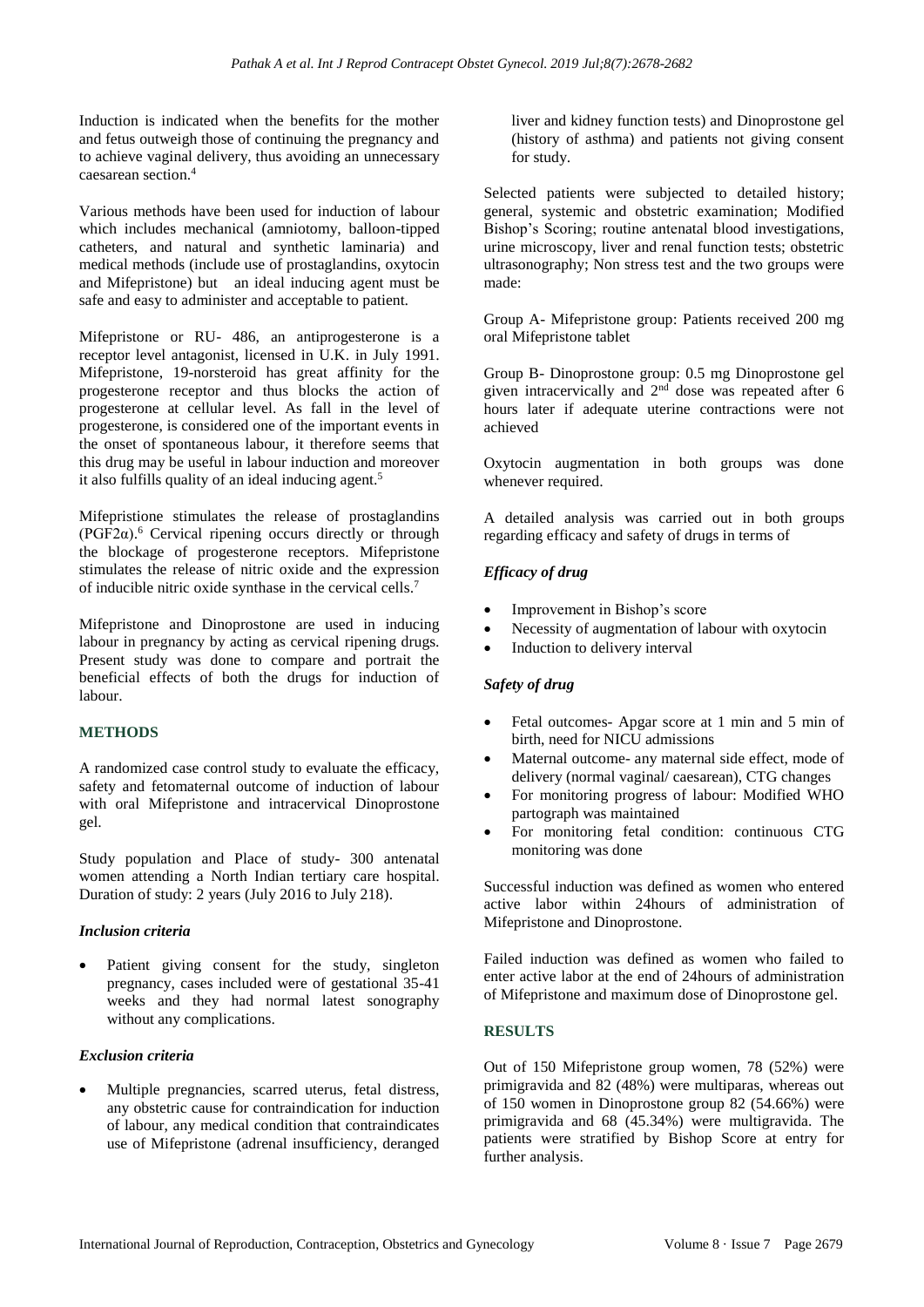Induction is indicated when the benefits for the mother and fetus outweigh those of continuing the pregnancy and to achieve vaginal delivery, thus avoiding an unnecessary caesarean section.[4]

Various methods have been used for induction of labour which includes mechanical (amniotomy, balloon-tipped catheters, and natural and synthetic laminaria) and medical methods (include use of prostaglandins, oxytocin and Mifepristone) but an ideal inducing agent must be safe and easy to administer and acceptable to patient.

Mifepristone or RU- 486, an antiprogesterone is a receptor level antagonist, licensed in U.K. in July 1991. Mifepristone, 19-norsteroid has great affinity for the progesterone receptor and thus blocks the action of progesterone at cellular level. As fall in the level of progesterone, is considered one of the important events in the onset of spontaneous labour, it therefore seems that this drug may be useful in labour induction and moreover it also fulfills quality of an ideal inducing agent.[5]

Mifepristione stimulates the release of prostaglandins ($PGF2\alpha$).[6] Cervical ripening occurs directly or through the blockage of progesterone receptors. Mifepristone stimulates the release of nitric oxide and the expression of inducible nitric oxide synthase in the cervical cells.[7]

Mifepristone and Dinoprostone are used in inducing labour in pregnancy by acting as cervical ripening drugs. Present study was done to compare and portrait the beneficial effects of both the drugs for induction of labour.

## METHODS

A randomized case control study to evaluate the efficacy, safety and fetomaternal outcome of induction of labour with oral Mifepristone and intracervical Dinoprostone gel.

Study population and Place of study- 300 antenatal women attending a North Indian tertiary care hospital. Duration of study: 2 years (July 2016 to July 218).

### *Inclusion criteria*

- Patient giving consent for the study, singleton pregnancy, cases included were of gestational 35-41 weeks and they had normal latest sonography without any complications.

### *Exclusion criteria*

- Multiple pregnancies, scarred uterus, fetal distress, any obstetric cause for contraindication for induction of labour, any medical condition that contraindicates use of Mifepristone (adrenal insufficiency, deranged liver and kidney function tests) and Dinoprostone gel (history of asthma) and patients not giving consent for study.

Selected patients were subjected to detailed history; general, systemic and obstetric examination; Modified Bishop's Scoring; routine antenatal blood investigations, urine microscopy, liver and renal function tests; obstetric ultrasonography; Non stress test and the two groups were made:

Group A- Mifepristone group: Patients received 200 mg oral Mifepristone tablet

Group B- Dinoprostone group: 0.5 mg Dinoprostone gel given intracervically and 2nd dose was repeated after 6 hours later if adequate uterine contractions were not achieved

Oxytocin augmentation in both groups was done whenever required.

A detailed analysis was carried out in both groups regarding efficacy and safety of drugs in terms of

### *Efficacy of drug*

- Improvement in Bishop's score
- Necessity of augmentation of labour with oxytocin
- Induction to delivery interval

### *Safety of drug*

- Fetal outcomes- Apgar score at 1 min and 5 min of birth, need for NICU admissions
- Maternal outcome- any maternal side effect, mode of delivery (normal vaginal/ caesarean), CTG changes
- For monitoring progress of labour: Modified WHO partograph was maintained
- For monitoring fetal condition: continuous CTG monitoring was done

Successful induction was defined as women who entered active labor within 24hours of administration of Mifepristone and Dinoprostone.

Failed induction was defined as women who failed to enter active labor at the end of 24hours of administration of Mifepristone and maximum dose of Dinoprostone gel.

## RESULTS

Out of 150 Mifepristone group women, 78 (52%) were primigravida and 82 (48%) were multiparas, whereas out of 150 women in Dinoprostone group 82 (54.66%) were primigravida and 68 (45.34%) were multigravida. The patients were stratified by Bishop Score at entry for further analysis.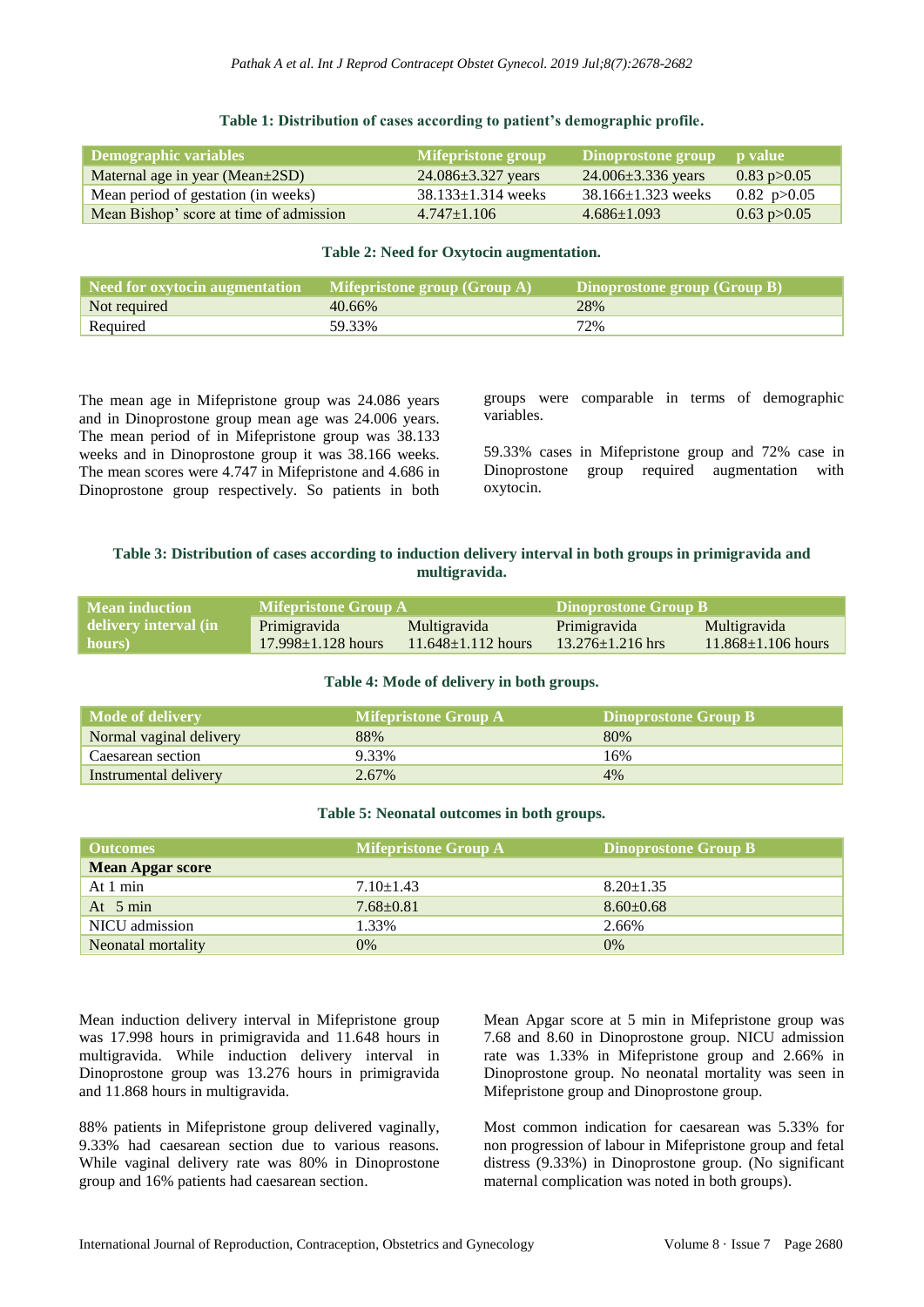**Table 1: Distribution of cases according to patient's demographic profile.**

| Demographic variables | Mifepristone group | Dinoprostone group | p value |
|---|---|---|---|
| Maternal age in year (Mean±2SD) | 24.086±3.327 years | 24.006±3.336 years | 0.83 p>0.05 |
| Mean period of gestation (in weeks) | 38.133±1.314 weeks | 38.166±1.323 weeks | 0.82 p>0.05 |
| Mean Bishop' score at time of admission | 4.747±1.106 | 4.686±1.093 | 0.63 p>0.05 |

**Table 2: Need for Oxytocin augmentation.**

| Need for oxytocin augmentation | Mifepristone group (Group A) | Dinoprostone group (Group B) |
|---|---|---|
| Not required | 40.66% | 28% |
| Required | 59.33% | 72% |

The mean age in Mifepristone group was 24.086 years and in Dinoprostone group mean age was 24.006 years. The mean period of in Mifepristone group was 38.133 weeks and in Dinoprostone group it was 38.166 weeks. The mean scores were 4.747 in Mifepristone and 4.686 in Dinoprostone group respectively. So patients in both groups were comparable in terms of demographic variables.

59.33% cases in Mifepristone group and 72% case in Dinoprostone group required augmentation with oxytocin.

**Table 3: Distribution of cases according to induction delivery interval in both groups in primigravida and multigravida.**

| Mean induction delivery interval (in hours) | Mifepristone Group A | | Dinoprostone Group B | |
|---|---|---|---|---|
| | Primigravida | Multigravida | Primigravida | Multigravida |
| | 17.998±1.128 hours | 11.648±1.112 hours | 13.276±1.216 hrs | 11.868±1.106 hours |

**Table 4: Mode of delivery in both groups.**

| Mode of delivery | Mifepristone Group A | Dinoprostone Group B |
|---|---|---|
| Normal vaginal delivery | 88% | 80% |
| Caesarean section | 9.33% | 16% |
| Instrumental delivery | 2.67% | 4% |

**Table 5: Neonatal outcomes in both groups.**

| Outcomes | Mifepristone Group A | Dinoprostone Group B |
|---|---|---|
| **Mean Apgar score** | | |
| At 1 min | 7.10±1.43 | 8.20±1.35 |
| At 5 min | 7.68±0.81 | 8.60±0.68 |
| NICU admission | 1.33% | 2.66% |
| Neonatal mortality | 0% | 0% |

Mean induction delivery interval in Mifepristone group was 17.998 hours in primigravida and 11.648 hours in multigravida. While induction delivery interval in Dinoprostone group was 13.276 hours in primigravida and 11.868 hours in multigravida.

88% patients in Mifepristone group delivered vaginally, 9.33% had caesarean section due to various reasons. While vaginal delivery rate was 80% in Dinoprostone group and 16% patients had caesarean section.

Mean Apgar score at 5 min in Mifepristone group was 7.68 and 8.60 in Dinoprostone group. NICU admission rate was 1.33% in Mifepristone group and 2.66% in Dinoprostone group. No neonatal mortality was seen in Mifepristone group and Dinoprostone group.

Most common indication for caesarean was 5.33% for non progression of labour in Mifepristone group and fetal distress (9.33%) in Dinoprostone group. (No significant maternal complication was noted in both groups).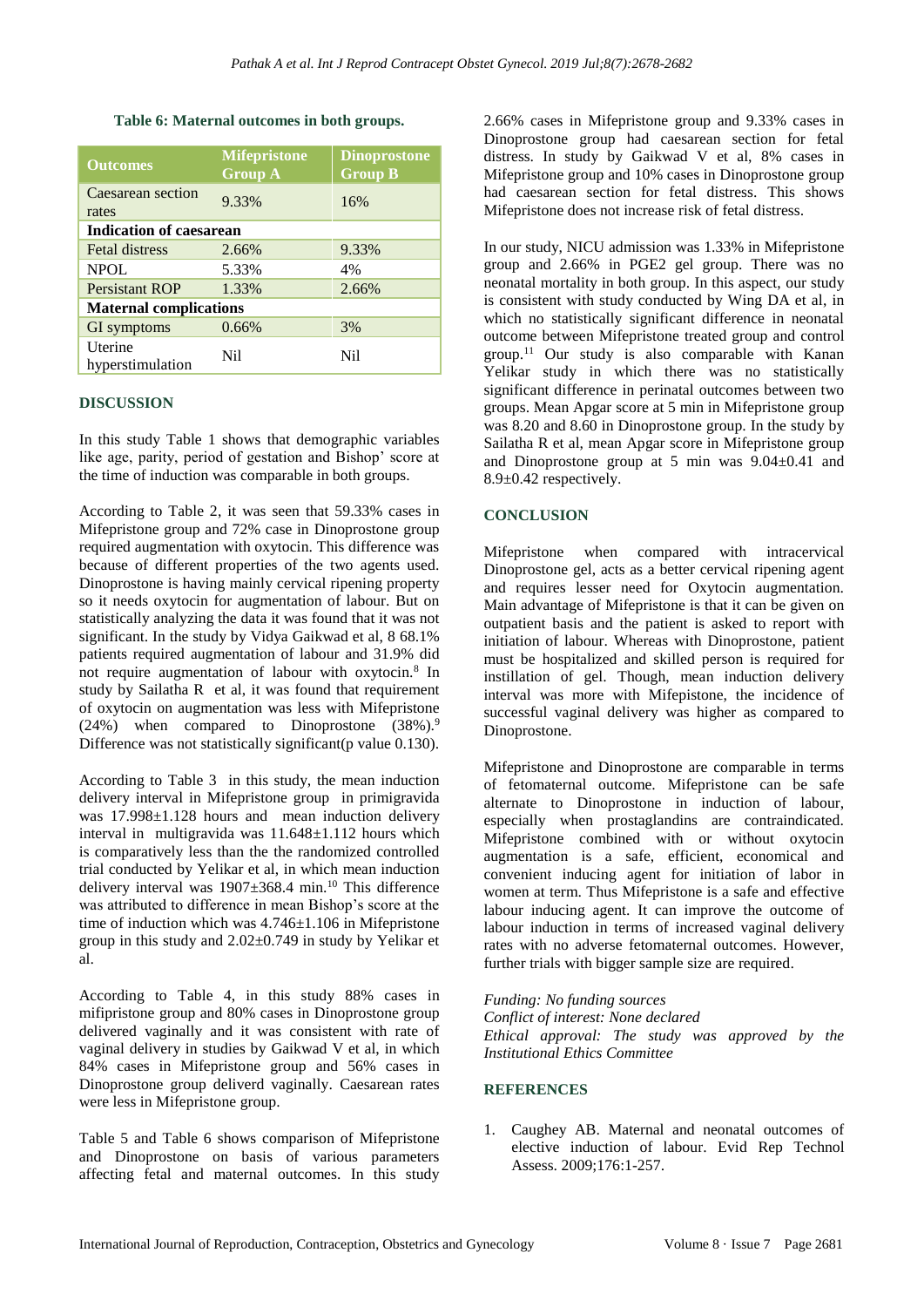**Table 6: Maternal outcomes in both groups.**

| Outcomes | Mifepristone Group A | Dinoprostone Group B |
|---|---|---|
| Caesarean section rates | 9.33% | 16% |
| **Indication of caesarean** | | |
| Fetal distress | 2.66% | 9.33% |
| NPOL | 5.33% | 4% |
| Persistant ROP | 1.33% | 2.66% |
| **Maternal complications** | | |
| GI symptoms | 0.66% | 3% |
| Uterine hyperstimulation | Nil | Nil |

## DISCUSSION

In this study Table 1 shows that demographic variables like age, parity, period of gestation and Bishop' score at the time of induction was comparable in both groups.

According to Table 2, it was seen that 59.33% cases in Mifepristone group and 72% case in Dinoprostone group required augmentation with oxytocin. This difference was because of different properties of the two agents used. Dinoprostone is having mainly cervical ripening property so it needs oxytocin for augmentation of labour. But on statistically analyzing the data it was found that it was not significant. In the study by Vidya Gaikwad et al, 8 68.1% patients required augmentation of labour and 31.9% did not require augmentation of labour with oxytocin.[8] In study by Sailatha R et al, it was found that requirement of oxytocin on augmentation was less with Mifepristone (24%) when compared to Dinoprostone (38%).[9] Difference was not statistically significant(p value 0.130).

According to Table 3 in this study, the mean induction delivery interval in Mifepristone group in primigravida was 17.998±1.128 hours and mean induction delivery interval in multigravida was 11.648±1.112 hours which is comparatively less than the the randomized controlled trial conducted by Yelikar et al, in which mean induction delivery interval was 1907±368.4 min.[10] This difference was attributed to difference in mean Bishop's score at the time of induction which was 4.746±1.106 in Mifepristone group in this study and 2.02±0.749 in study by Yelikar et al.

According to Table 4, in this study 88% cases in mifipristone group and 80% cases in Dinoprostone group delivered vaginally and it was consistent with rate of vaginal delivery in studies by Gaikwad V et al, in which 84% cases in Mifepristone group and 56% cases in Dinoprostone group deliverd vaginally. Caesarean rates were less in Mifepristone group.

Table 5 and Table 6 shows comparison of Mifepristone and Dinoprostone on basis of various parameters affecting fetal and maternal outcomes. In this study 2.66% cases in Mifepristone group and 9.33% cases in Dinoprostone group had caesarean section for fetal distress. In study by Gaikwad V et al, 8% cases in Mifepristone group and 10% cases in Dinoprostone group had caesarean section for fetal distress. This shows Mifepristone does not increase risk of fetal distress.

In our study, NICU admission was 1.33% in Mifepristone group and 2.66% in PGE2 gel group. There was no neonatal mortality in both group. In this aspect, our study is consistent with study conducted by Wing DA et al, in which no statistically significant difference in neonatal outcome between Mifepristone treated group and control group.[11] Our study is also comparable with Kanan Yelikar study in which there was no statistically significant difference in perinatal outcomes between two groups. Mean Apgar score at 5 min in Mifepristone group was 8.20 and 8.60 in Dinoprostone group. In the study by Sailatha R et al, mean Apgar score in Mifepristone group and Dinoprostone group at 5 min was 9.04±0.41 and 8.9±0.42 respectively.

## CONCLUSION

Mifepristone when compared with intracervical Dinoprostone gel, acts as a better cervical ripening agent and requires lesser need for Oxytocin augmentation. Main advantage of Mifepristone is that it can be given on outpatient basis and the patient is asked to report with initiation of labour. Whereas with Dinoprostone, patient must be hospitalized and skilled person is required for instillation of gel. Though, mean induction delivery interval was more with Mifepistone, the incidence of successful vaginal delivery was higher as compared to Dinoprostone.

Mifepristone and Dinoprostone are comparable in terms of fetomaternal outcome. Mifepristone can be safe alternate to Dinoprostone in induction of labour, especially when prostaglandins are contraindicated. Mifepristone combined with or without oxytocin augmentation is a safe, efficient, economical and convenient inducing agent for initiation of labor in women at term. Thus Mifepristone is a safe and effective labour inducing agent. It can improve the outcome of labour induction in terms of increased vaginal delivery rates with no adverse fetomaternal outcomes. However, further trials with bigger sample size are required.

*Funding: No funding sources*
*Conflict of interest: None declared*
*Ethical approval: The study was approved by the Institutional Ethics Committee*

## REFERENCES

1. Caughey AB. Maternal and neonatal outcomes of elective induction of labour. Evid Rep Technol Assess. 2009;176:1-257.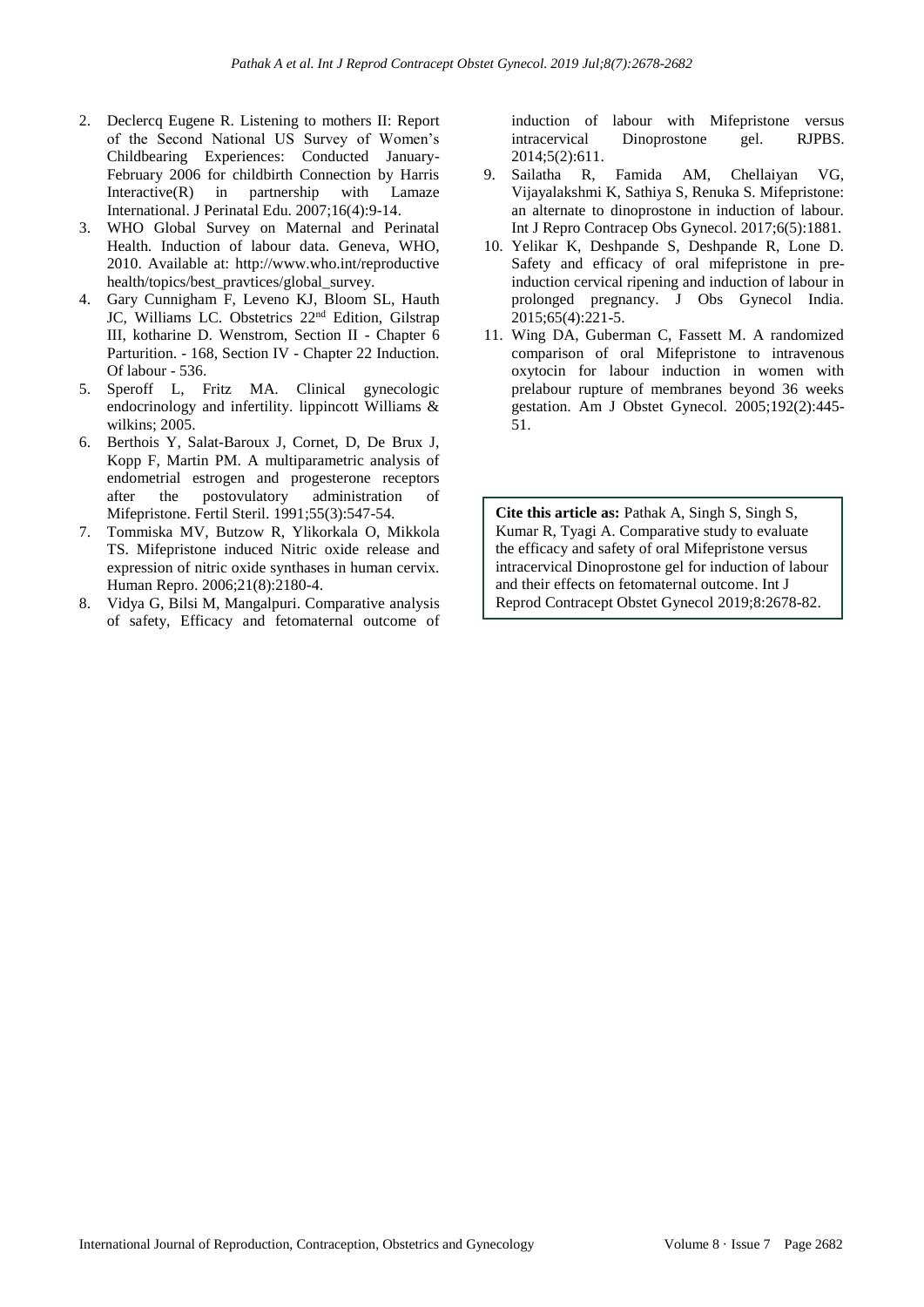2. Declercq Eugene R. Listening to mothers II: Report of the Second National US Survey of Women's Childbearing Experiences: Conducted January-February 2006 for childbirth Connection by Harris Interactive(R) in partnership with Lamaze International. J Perinatal Edu. 2007;16(4):9-14.
3. WHO Global Survey on Maternal and Perinatal Health. Induction of labour data. Geneva, WHO, 2010. Available at: http://www.who.int/reproductive health/topics/best_pravtices/global_survey.
4. Gary Cunnigham F, Leveno KJ, Bloom SL, Hauth JC, Williams LC. Obstetrics 22nd Edition, Gilstrap III, kotharine D. Wenstrom, Section II - Chapter 6 Parturition. - 168, Section IV - Chapter 22 Induction. Of labour - 536.
5. Speroff L, Fritz MA. Clinical gynecologic endocrinology and infertility. lippincott Williams & wilkins; 2005.
6. Berthois Y, Salat-Baroux J, Cornet, D, De Brux J, Kopp F, Martin PM. A multiparametric analysis of endometrial estrogen and progesterone receptors after the postovulatory administration of Mifepristone. Fertil Steril. 1991;55(3):547-54.
7. Tommiska MV, Butzow R, Ylikorkala O, Mikkola TS. Mifepristone induced Nitric oxide release and expression of nitric oxide synthases in human cervix. Human Repro. 2006;21(8):2180-4.
8. Vidya G, Bilsi M, Mangalpuri. Comparative analysis of safety, Efficacy and fetomaternal outcome of induction of labour with Mifepristone versus intracervical Dinoprostone gel. RJPBS. 2014;5(2):611.
9. Sailatha R, Famida AM, Chellaiyan VG, Vijayalakshmi K, Sathiya S, Renuka S. Mifepristone: an alternate to dinoprostone in induction of labour. Int J Repro Contracep Obs Gynecol. 2017;6(5):1881.
10. Yelikar K, Deshpande S, Deshpande R, Lone D. Safety and efficacy of oral mifepristone in pre-induction cervical ripening and induction of labour in prolonged pregnancy. J Obs Gynecol India. 2015;65(4):221-5.
11. Wing DA, Guberman C, Fassett M. A randomized comparison of oral Mifepristone to intravenous oxytocin for labour induction in women with prelabour rupture of membranes beyond 36 weeks gestation. Am J Obstet Gynecol. 2005;192(2):445-51.

**Cite this article as:** Pathak A, Singh S, Singh S, Kumar R, Tyagi A. Comparative study to evaluate the efficacy and safety of oral Mifepristone versus intracervical Dinoprostone gel for induction of labour and their effects on fetomaternal outcome. Int J Reprod Contracept Obstet Gynecol 2019;8:2678-82.